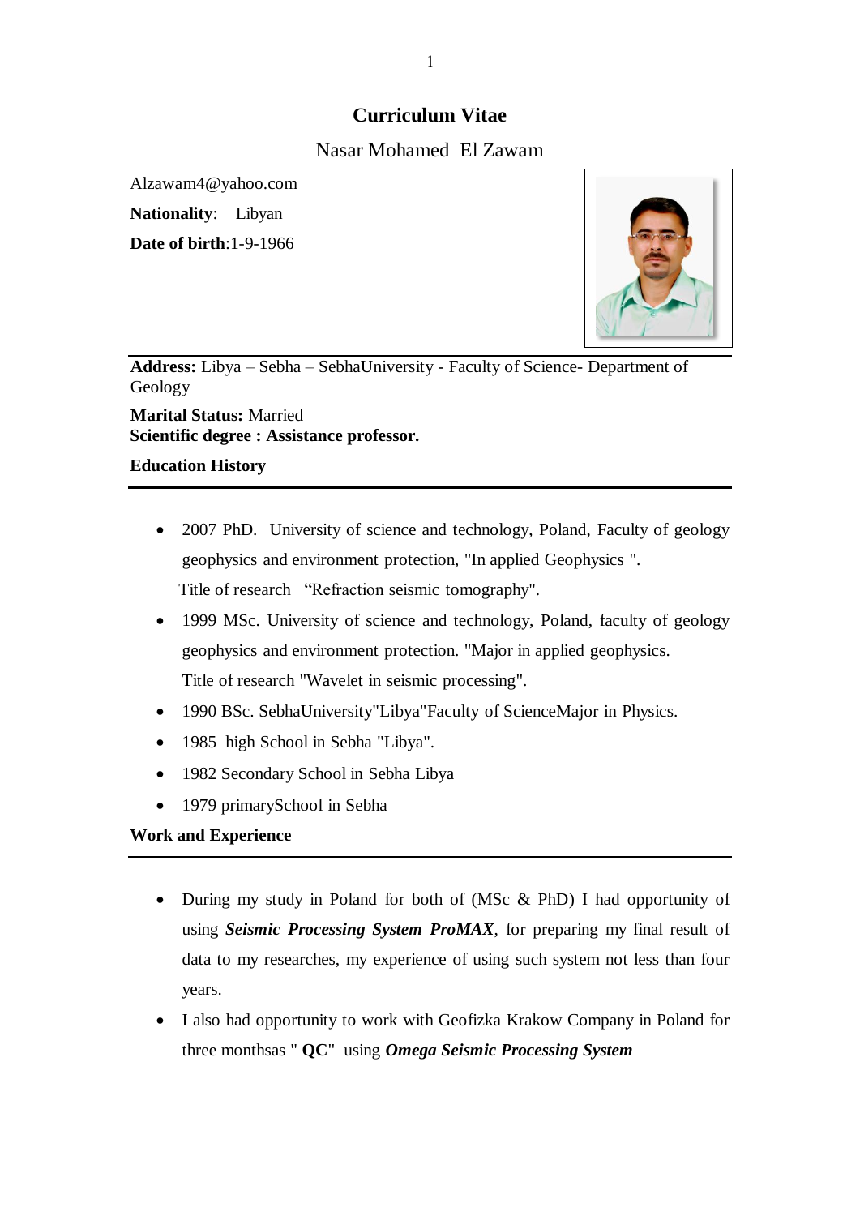# Curriculum Vitae

## Nasar Mohamed El Zawam

Alzawam4@yahoo.com

**Nationality**: Libyan

**Date of birth**:1-9-1966

**Address:** Libya – Sebha – SebhaUniversity - Faculty of Science- Department of Geology

**Marital Status:** Married

**Scientific degree : Assistance professor.**

**Education History**

- 2007 PhD. University of science and technology, Poland, Faculty of geology geophysics and environment protection, "In applied Geophysics ".
  Title of research "Refraction seismic tomography".
- 1999 MSc. University of science and technology, Poland, faculty of geology geophysics and environment protection. "Major in applied geophysics.
  Title of research "Wavelet in seismic processing".
- 1990 BSc. SebhaUniversity"Libya"Faculty of ScienceMajor in Physics.
- 1985 high School in Sebha "Libya".
- 1982 Secondary School in Sebha Libya
- 1979 primarySchool in Sebha

**Work and Experience**

- During my study in Poland for both of (MSc & PhD) I had opportunity of using ***Seismic Processing System ProMAX***, for preparing my final result of data to my researches, my experience of using such system not less than four years.
- I also had opportunity to work with Geofizka Krakow Company in Poland for three monthsas " **QC**" using ***Omega Seismic Processing System***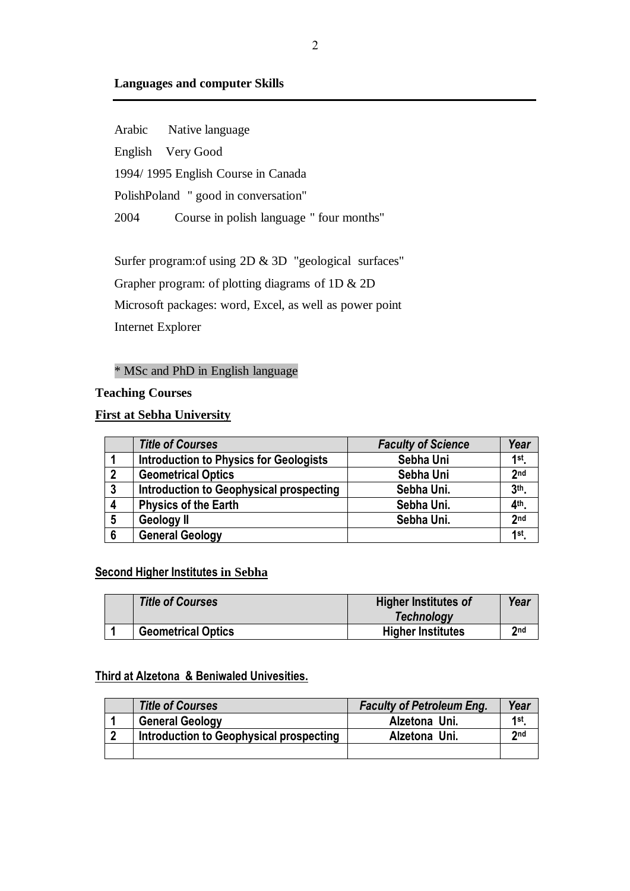**Languages and computer Skills**

---

Arabic Native language

English Very Good

1994/ 1995 English Course in Canada

PolishPoland " good in conversation"

2004 Course in polish language " four months"

Surfer program:of using 2D & 3D "geological surfaces"

Grapher program: of plotting diagrams of 1D & 2D

Microsoft packages: word, Excel, as well as power point

Internet Explorer

* MSc and PhD in English language

**Teaching Courses**

**First at Sebha University**

| | *Title of Courses* | *Faculty of Science* | *Year* |
|---|---|---|---|
| 1 | Introduction to Physics for Geologists | Sebha Uni | 1st. |
| 2 | Geometrical Optics | Sebha Uni | 2nd |
| 3 | Introduction to Geophysical prospecting | Sebha Uni. | 3th. |
| 4 | Physics of the Earth | Sebha Uni. | 4th. |
| 5 | Geology II | Sebha Uni. | 2nd |
| 6 | General Geology | | 1st. |

**Second Higher Institutes in Sebha**

| | *Title of Courses* | Higher Institutes *of Technology* | *Year* |
|---|---|---|---|
| 1 | Geometrical Optics | Higher Institutes | 2nd |

**Third at Alzetona & Beniwaled Univesities.**

| | *Title of Courses* | *Faculty of Petroleum Eng.* | *Year* |
|---|---|---|---|
| 1 | General Geology | Alzetona Uni. | 1st. |
| 2 | Introduction to Geophysical prospecting | Alzetona Uni. | 2nd |
| | | | |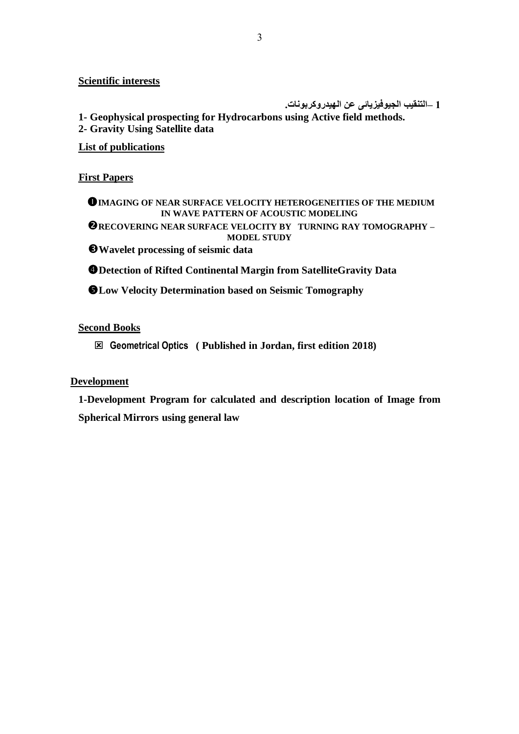**Scientific interests**

1 –التنقيب الجيوفيزيائى عن الهيدروكربونات.

1- Geophysical prospecting for Hydrocarbons using Active field methods.
2- Gravity Using Satellite data

**List of publications**

**First Papers**

❶ **IMAGING OF NEAR SURFACE VELOCITY HETEROGENEITIES OF THE MEDIUM IN WAVE PATTERN OF ACOUSTIC MODELING**

❷ **RECOVERING NEAR SURFACE VELOCITY BY TURNING RAY TOMOGRAPHY – MODEL STUDY**

❸ **Wavelet processing of seismic data**

❹ **Detection of Rifted Continental Margin from SatelliteGravity Data**

❺ **Low Velocity Determination based on Seismic Tomography**

**Second Books**

- ☒ **Geometrical Optics ( Published in Jordan, first edition 2018)**

**Development**

**1-Development Program for calculated and description location of Image from Spherical Mirrors using general law**